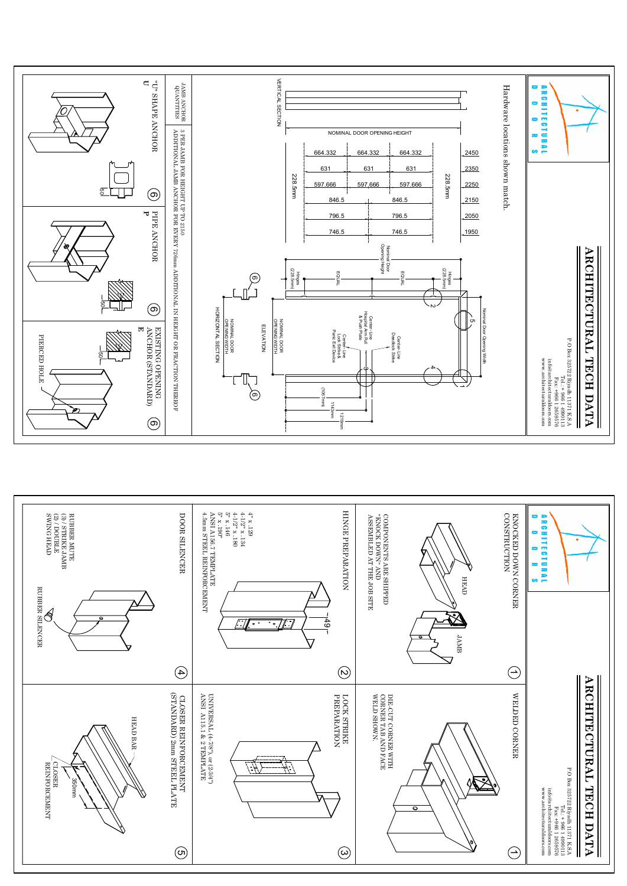# ARCHITECTURAL TECH DATA

ARCHITECTURAL DOORS

P O Box 325722 Riyadh 11371 K.S.A
Tel: +966 1 4980113
Fax: +966 1 2659576
info@architecturaldoors.com
www.architecturaldoors.com

## Hardware locations shown match.

VERTICAL SECTION

NOMINAL DOOR OPENING HEIGHT

| Height | Hinge spacing | | |
|---|---|---|---|
| 2450 | 664.332 | 664.332 | 664.332 |
| 2350 | 631 | 631 | 631 |
| 2250 | 597.666 | 597.666 | 597.666 |
| 2150 | 846.5 | 846.5 | |
| 2050 | 796.5 | 796.5 | |
| 1950 | 746.5 | 746.5 | |

228.5mm — 228.5mm

ELEVATION

Nominal Door Opening Height — Hinges (228.5mm) — EQUAL — EQUAL — Hinges (228.5mm)

Nominal Door Opening Width

Center-Line Hospital Arm Pull & Push Plate

Center-Line Deadlock Strike

Center-Line Lock Strike & Panic Exit Device

(1067mm) — 1143mm — 1219mm

NOMINAL DOOR OPENING WIDTH

HORIZONTAL SECTION

NOMINAL DOOR OPENING WIDTH

| JAMB ANCHOR QUANTITIES | 3 PER JAMB FOR HEIGHT UP TO 2150 ADDITIONAL JAMB ANCHOR FOR EVERY 724mm ADDITIONAL IN HEIGHT OR FRACTION THEREOF |
|---|---|

"U" SHAPE ANCHOR U (6)

PIPE ANCHOR P (6)

EXISTING OPENING ANCHOR (STANDARD) E (6)

PIERCED HOLE

50

---

# ARCHITECTURAL TECH DATA

ARCHITECTURAL DOORS

P O Box 325722 Riyadh 11371 K.S.A
Tel: +966 1 4980113
Fax: +966 1 2659576
info@architecturaldoors.com
www.architecturaldoors.com

## KNOCKED DOWN CORNER CONSTRUCTION (1)

HEAD

JAMB

COMPONENTS ARE SHIPPED "KNOCK DOWN" AND ASSEMBLED AT THE JOB SITE

## WELDED CORNER (1)

DIE-CUT CORNER WITH CORNER TAB AND FACE WELD SHOWN.

## HINGE PREPARATION (2)

49

4" x .129
4-1/2" x .134
4-1/2" x .180
5" x .146
5" x .190"
ANSI A156.7 TEMPLATE
4.5mm STEEL REINFORCEMENT

## LOCK STRIKE PREPARATION (3)

UNIVERSAL (4-7/8"), or (2-3/4")
ANSI A115.1 & 2 TEMPLATE

## DOOR SILENCER (4)

RUBBER MUTE
(3) / STRIKE JAMB
(2) / DOUBLE
SWING HEAD

RUBBER SILENCER

## CLOSER REINFORCEMENT (STANDARD) 2mm STEEL PLATE (5)

HEAD BAR

350mm

CLOSER REINFORCEMENT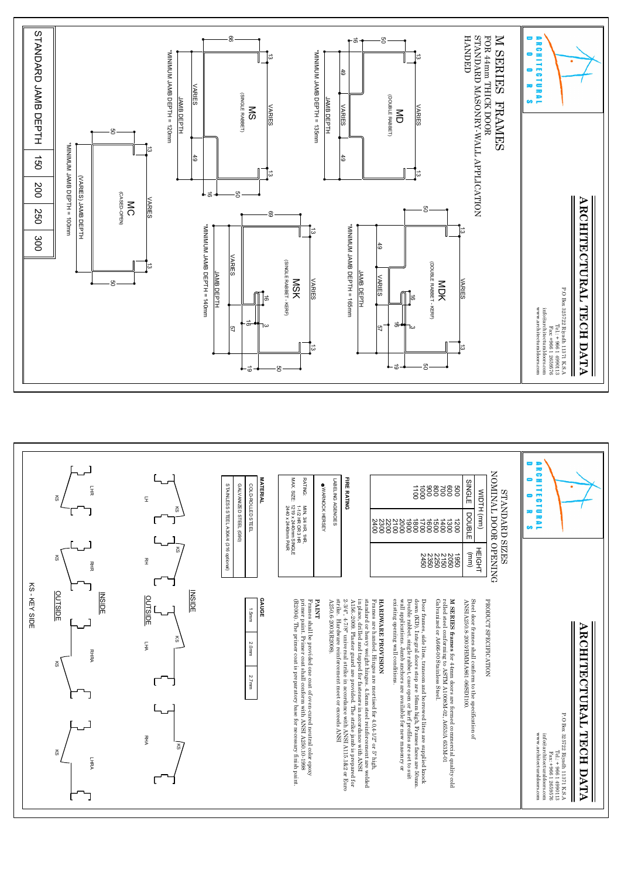# ARCHITECTURAL TECH DATA

ARCHITECTURAL DOORS

P.O Box 325722 Riyadh 11371 K.S.A
Tel.: +966 1 4980113
Fax: +966 1 2659576
info@architecturaldoors.com
www.architecturaldoors.com

## M SERIES FRAMES
FOR 44mm THICK DOOR
STANDARD MASONRY-WALL APPLICATION
HANDED

MD (DOUBLE RABBET) — 50, 16, 49, VARIES, 49, 13, 13, VARIES, JAMB DEPTH
*MINIMUM JAMB DEPTH = 135mm

MDK (DOUBLE RABBET - KERF) — 50, 49, VARIES, 57, 16, 16, 3, 19, 50, 13, 13, VARIES, JAMB DEPTH
*MINIMUM JAMB DEPTH = 165mm

MS (SINGLE RABBET) — 66, VARIES, 49, 16, 50, 13, 13, VARIES, JAMB DEPTH
*MINIMUM JAMB DEPTH = 120mm

MSK (SINGLE RABBET - KERF) — 69, VARIES, 57, 16, 16, 3, 19, 50, 13, 13, VARIES, JAMB DEPTH
*MINIMUM JAMB DEPTH = 140mm

MC (CASED-OPEN) — 50, 50, 13, 13, VARIES, (VARIES) JAMB DEPTH
*MINIMUM JAMB DEPTH = 100mm

| STANDARD JAMB DEPTH | 150 | 200 | 250 | 300 |
|---|---|---|---|---|

# ARCHITECTURAL TECH DATA

## STANDARD SIZES
### NOMINAL DOOR OPENING

| WIDTH (mm) SINGLE | WIDTH (mm) DOUBLE | HEIGHT (mm) |
|---|---|---|
| 500 | 1200 | 1950 |
| 600 | 1300 | 2050 |
| 700 | 1400 | 2150 |
| 800 | 1500 | 2250 |
| 900 | 1600 | 2350 |
| 1000 | 1700 | 2450 |
| 1100 | 1800 | |
| | 1900 | |
| | 2000 | |
| | 2100 | |
| | 2200 | |
| | 2300 | |
| | 2400 | |

### FIRE RATING

LABELING AGENCIES
- WARNOCK HERSEY

RATING: MIN. 3/4 HR. 1HR. 1-1/2 HR OR 3 HR.
MAX. SIZE: 1219 x 2440mm SINGLE; 2440 x 2440mm PAIR

### MATERIAL

| MATERIAL |
|---|
| COLD-ROLLED STEEL |
| GALVANIZED STEEL (G60) |
| STAINLESS STEEL A304/4 (316 optional) |

### GAUGE

| 1.5mm | 2.0mm | 2.7mm |
|---|---|---|

### PRODUCT SPECIFICATION

Steel door frames shall conform to the specification of ANSI A250.8-2003/HMMA861-06SDI100.

**M SERIES frames** for 44mm doors are formed commercial quality cold rolled steel conforming to ASTM A1008M-02, A653A 653M-01 Galvanized or A666-00 Stainless Steel.

Door frames, side lites, transom and borrowed lites are supplied knock down (KD). Integral doors stop are 16mm high. Frames faces are 50mm. Double rabbet, single rabbet, case open or kerf profiles are set to suit wall applications. Jamb anchors are available for new masonry or existing opening wall conditions.

### HARDWARE PROVISION

Frames are handed. Hinges are mortised for 4.0,4-1/2" or 5" high, standard or heavy weight hinges. 4.5mm steel reinforcement are welded in place, drilled and tapped for fasteners in accordance with ANSI A156-2006. Plaster guard are provided. The strike jamb is prepared for 2-3/4", 4-7/8" universal strike in accordance with ANSI A115.1&2 or Euro strike. Hardware reinforcement meet or exceeds ANSI A250.6-2003(R2008).

### PAINT

Frames shall be provided one coat of oven-cured neutral color epoxy primer paint. Primer coat shall conform with ANSI A250.10-1998 (R2004). The primer coat is preparatory base for necessary finish paint.

INSIDE / OUTSIDE — LH, RH, LHA, RHA (KS)

INSIDE / OUTSIDE — LHR, RHR, RHRA, LHRA (KS)

KS - KEY SIDE